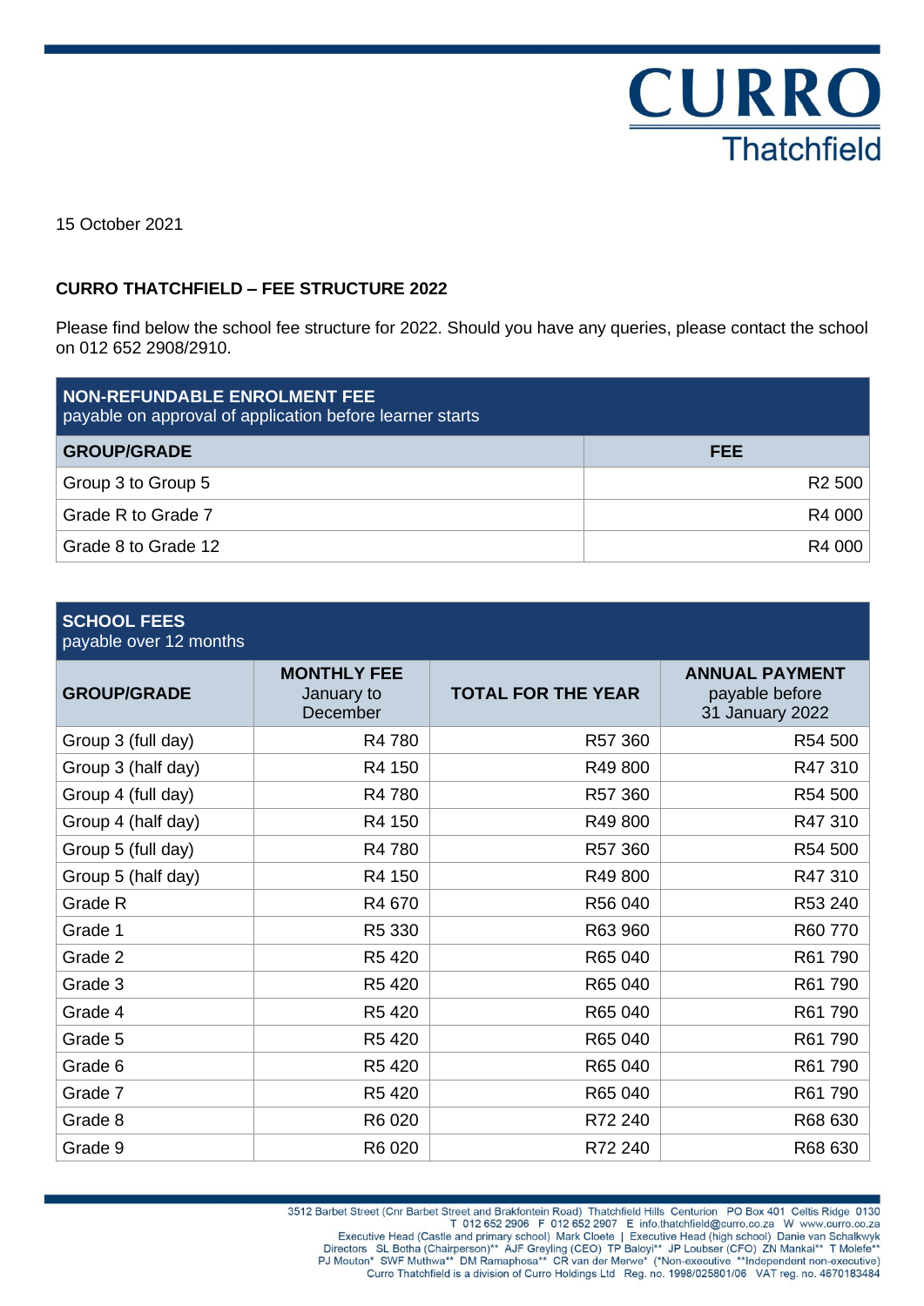CURRO
Thatchfield

15 October 2021

## CURRO THATCHFIELD – FEE STRUCTURE 2022

Please find below the school fee structure for 2022. Should you have any queries, please contact the school on 012 652 2908/2910.

| **NON-REFUNDABLE ENROLMENT FEE** payable on approval of application before learner starts | |
|---|---|
| **GROUP/GRADE** | **FEE** |
| Group 3 to Group 5 | R2 500 |
| Grade R to Grade 7 | R4 000 |
| Grade 8 to Grade 12 | R4 000 |

| **SCHOOL FEES** payable over 12 months | | | |
|---|---|---|---|
| **GROUP/GRADE** | **MONTHLY FEE** January to December | **TOTAL FOR THE YEAR** | **ANNUAL PAYMENT** payable before 31 January 2022 |
| Group 3 (full day) | R4 780 | R57 360 | R54 500 |
| Group 3 (half day) | R4 150 | R49 800 | R47 310 |
| Group 4 (full day) | R4 780 | R57 360 | R54 500 |
| Group 4 (half day) | R4 150 | R49 800 | R47 310 |
| Group 5 (full day) | R4 780 | R57 360 | R54 500 |
| Group 5 (half day) | R4 150 | R49 800 | R47 310 |
| Grade R | R4 670 | R56 040 | R53 240 |
| Grade 1 | R5 330 | R63 960 | R60 770 |
| Grade 2 | R5 420 | R65 040 | R61 790 |
| Grade 3 | R5 420 | R65 040 | R61 790 |
| Grade 4 | R5 420 | R65 040 | R61 790 |
| Grade 5 | R5 420 | R65 040 | R61 790 |
| Grade 6 | R5 420 | R65 040 | R61 790 |
| Grade 7 | R5 420 | R65 040 | R61 790 |
| Grade 8 | R6 020 | R72 240 | R68 630 |
| Grade 9 | R6 020 | R72 240 | R68 630 |

3512 Barbet Street (Cnr Barbet Street and Brakfontein Road) Thatchfield Hills Centurion PO Box 401 Celtis Ridge 0130
T 012 652 2906 F 012 652 2907 E info.thatchfield@curro.co.za W www.curro.co.za
Executive Head (Castle and primary school) Mark Cloete | Executive Head (high school) Danie van Schalkwyk
Directors SL Botha (Chairperson)** AJF Greyling (CEO) TP Baloyi** JP Loubser (CFO) ZN Mankai** T Molefe**
PJ Mouton* SWF Muthwa** DM Ramaphosa** CR van der Merwe* (*Non-executive **Independent non-executive)
Curro Thatchfield is a division of Curro Holdings Ltd Reg. no. 1998/025801/06 VAT reg. no. 4670183484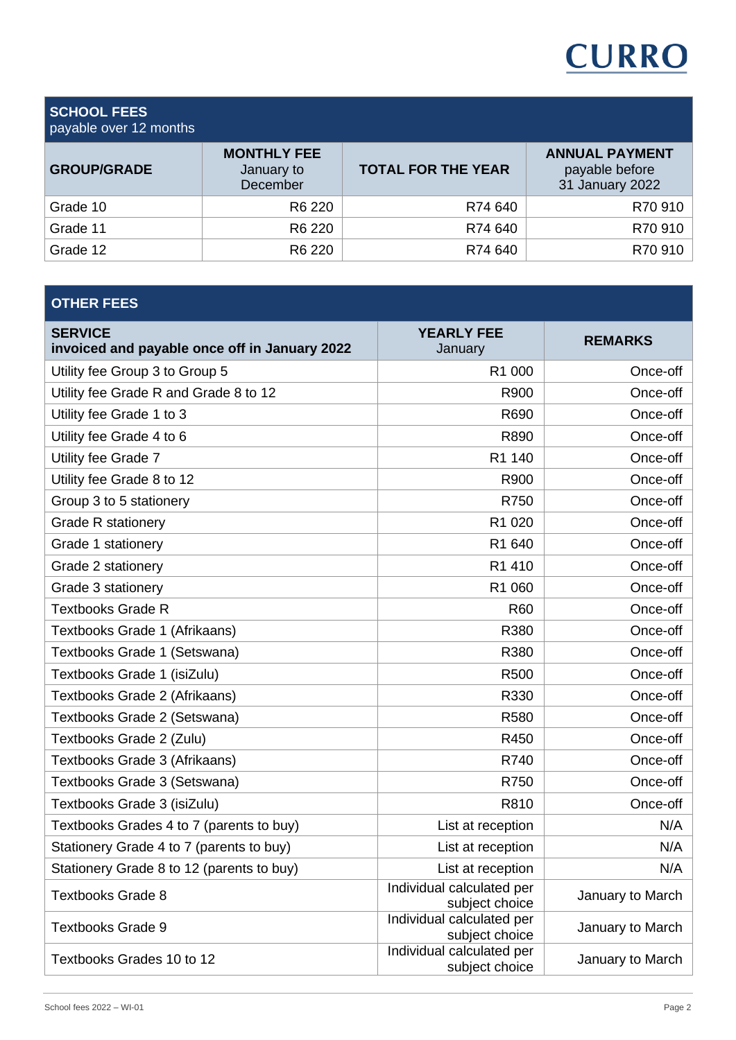CURRO

| **SCHOOL FEES** payable over 12 months | | | |
|---|---|---|---|
| **GROUP/GRADE** | **MONTHLY FEE** January to December | **TOTAL FOR THE YEAR** | **ANNUAL PAYMENT** payable before 31 January 2022 |
| Grade 10 | R6 220 | R74 640 | R70 910 |
| Grade 11 | R6 220 | R74 640 | R70 910 |
| Grade 12 | R6 220 | R74 640 | R70 910 |

| **OTHER FEES** | | |
|---|---|---|
| **SERVICE** **invoiced and payable once off in January 2022** | **YEARLY FEE** January | **REMARKS** |
| Utility fee Group 3 to Group 5 | R1 000 | Once-off |
| Utility fee Grade R and Grade 8 to 12 | R900 | Once-off |
| Utility fee Grade 1 to 3 | R690 | Once-off |
| Utility fee Grade 4 to 6 | R890 | Once-off |
| Utility fee Grade 7 | R1 140 | Once-off |
| Utility fee Grade 8 to 12 | R900 | Once-off |
| Group 3 to 5 stationery | R750 | Once-off |
| Grade R stationery | R1 020 | Once-off |
| Grade 1 stationery | R1 640 | Once-off |
| Grade 2 stationery | R1 410 | Once-off |
| Grade 3 stationery | R1 060 | Once-off |
| Textbooks Grade R | R60 | Once-off |
| Textbooks Grade 1 (Afrikaans) | R380 | Once-off |
| Textbooks Grade 1 (Setswana) | R380 | Once-off |
| Textbooks Grade 1 (isiZulu) | R500 | Once-off |
| Textbooks Grade 2 (Afrikaans) | R330 | Once-off |
| Textbooks Grade 2 (Setswana) | R580 | Once-off |
| Textbooks Grade 2 (Zulu) | R450 | Once-off |
| Textbooks Grade 3 (Afrikaans) | R740 | Once-off |
| Textbooks Grade 3 (Setswana) | R750 | Once-off |
| Textbooks Grade 3 (isiZulu) | R810 | Once-off |
| Textbooks Grades 4 to 7 (parents to buy) | List at reception | N/A |
| Stationery Grade 4 to 7 (parents to buy) | List at reception | N/A |
| Stationery Grade 8 to 12 (parents to buy) | List at reception | N/A |
| Textbooks Grade 8 | Individual calculated per subject choice | January to March |
| Textbooks Grade 9 | Individual calculated per subject choice | January to March |
| Textbooks Grades 10 to 12 | Individual calculated per subject choice | January to March |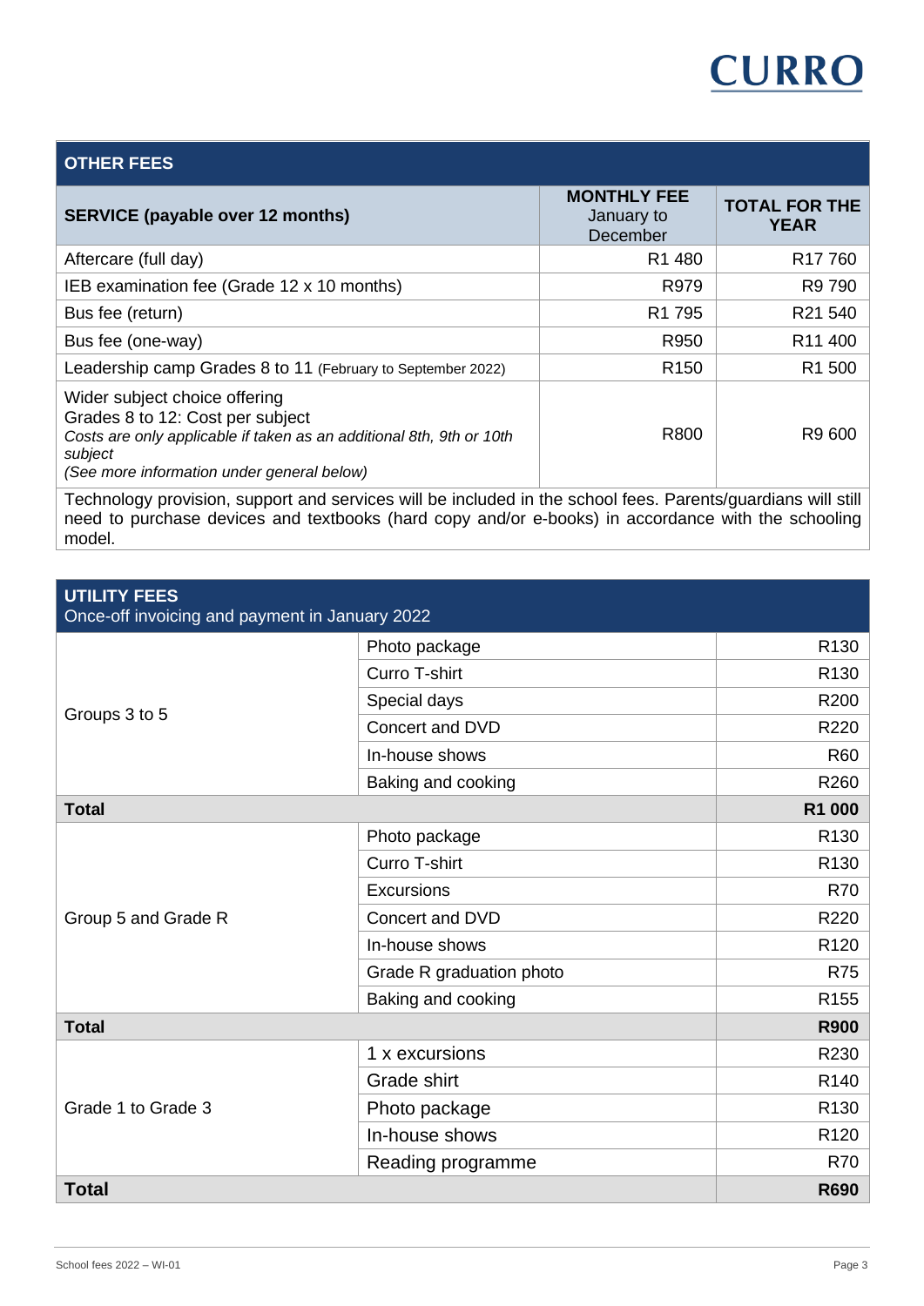## OTHER FEES

| SERVICE (payable over 12 months) | MONTHLY FEE January to December | TOTAL FOR THE YEAR |
|---|---|---|
| Aftercare (full day) | R1 480 | R17 760 |
| IEB examination fee (Grade 12 x 10 months) | R979 | R9 790 |
| Bus fee (return) | R1 795 | R21 540 |
| Bus fee (one-way) | R950 | R11 400 |
| Leadership camp Grades 8 to 11 (February to September 2022) | R150 | R1 500 |
| Wider subject choice offering<br>Grades 8 to 12: Cost per subject<br>*Costs are only applicable if taken as an additional 8th, 9th or 10th subject*<br>*(See more information under general below)* | R800 | R9 600 |
| Technology provision, support and services will be included in the school fees. Parents/guardians will still need to purchase devices and textbooks (hard copy and/or e-books) in accordance with the schooling model. | | |

## UTILITY FEES

Once-off invoicing and payment in January 2022

| | | |
|---|---|---|
| Groups 3 to 5 | Photo package | R130 |
| | Curro T-shirt | R130 |
| | Special days | R200 |
| | Concert and DVD | R220 |
| | In-house shows | R60 |
| | Baking and cooking | R260 |
| **Total** | | **R1 000** |
| Group 5 and Grade R | Photo package | R130 |
| | Curro T-shirt | R130 |
| | Excursions | R70 |
| | Concert and DVD | R220 |
| | In-house shows | R120 |
| | Grade R graduation photo | R75 |
| | Baking and cooking | R155 |
| **Total** | | **R900** |
| Grade 1 to Grade 3 | 1 x excursions | R230 |
| | Grade shirt | R140 |
| | Photo package | R130 |
| | In-house shows | R120 |
| | Reading programme | R70 |
| **Total** | | **R690** |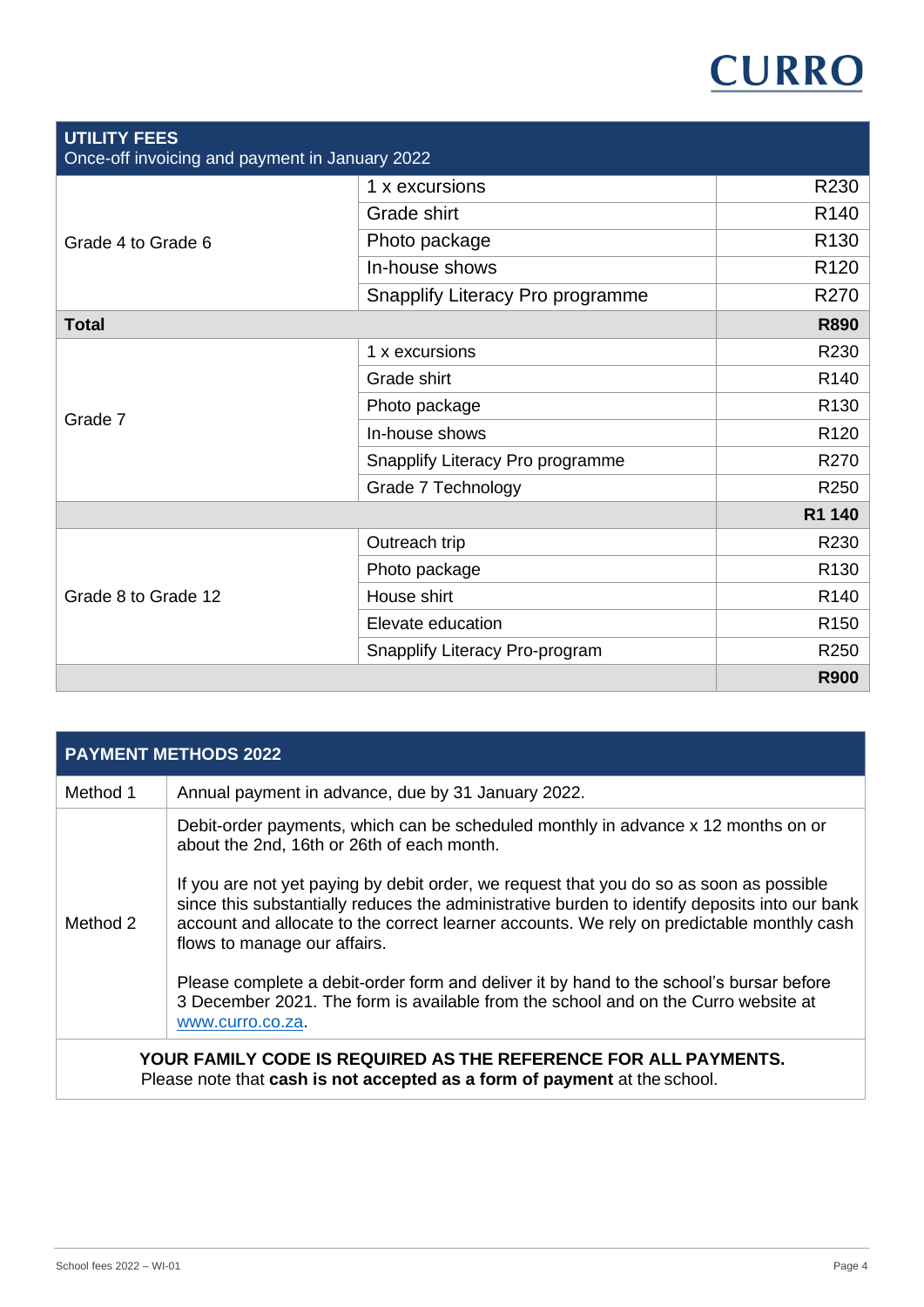| UTILITY FEES<br>Once-off invoicing and payment in January 2022 | | |
|---|---|---|
| Grade 4 to Grade 6 | 1 x excursions | R230 |
| | Grade shirt | R140 |
| | Photo package | R130 |
| | In-house shows | R120 |
| | Snapplify Literacy Pro programme | R270 |
| **Total** | | **R890** |
| Grade 7 | 1 x excursions | R230 |
| | Grade shirt | R140 |
| | Photo package | R130 |
| | In-house shows | R120 |
| | Snapplify Literacy Pro programme | R270 |
| | Grade 7 Technology | R250 |
| | | **R1 140** |
| Grade 8 to Grade 12 | Outreach trip | R230 |
| | Photo package | R130 |
| | House shirt | R140 |
| | Elevate education | R150 |
| | Snapplify Literacy Pro-program | R250 |
| | | **R900** |

| PAYMENT METHODS 2022 | |
|---|---|
| Method 1 | Annual payment in advance, due by 31 January 2022. |
| Method 2 | Debit-order payments, which can be scheduled monthly in advance x 12 months on or about the 2nd, 16th or 26th of each month.<br><br>If you are not yet paying by debit order, we request that you do so as soon as possible since this substantially reduces the administrative burden to identify deposits into our bank account and allocate to the correct learner accounts. We rely on predictable monthly cash flows to manage our affairs.<br><br>Please complete a debit-order form and deliver it by hand to the school's bursar before 3 December 2021. The form is available from the school and on the Curro website at www.curro.co.za. |
| **YOUR FAMILY CODE IS REQUIRED AS THE REFERENCE FOR ALL PAYMENTS.**<br>Please note that **cash is not accepted as a form of payment** at the school. | |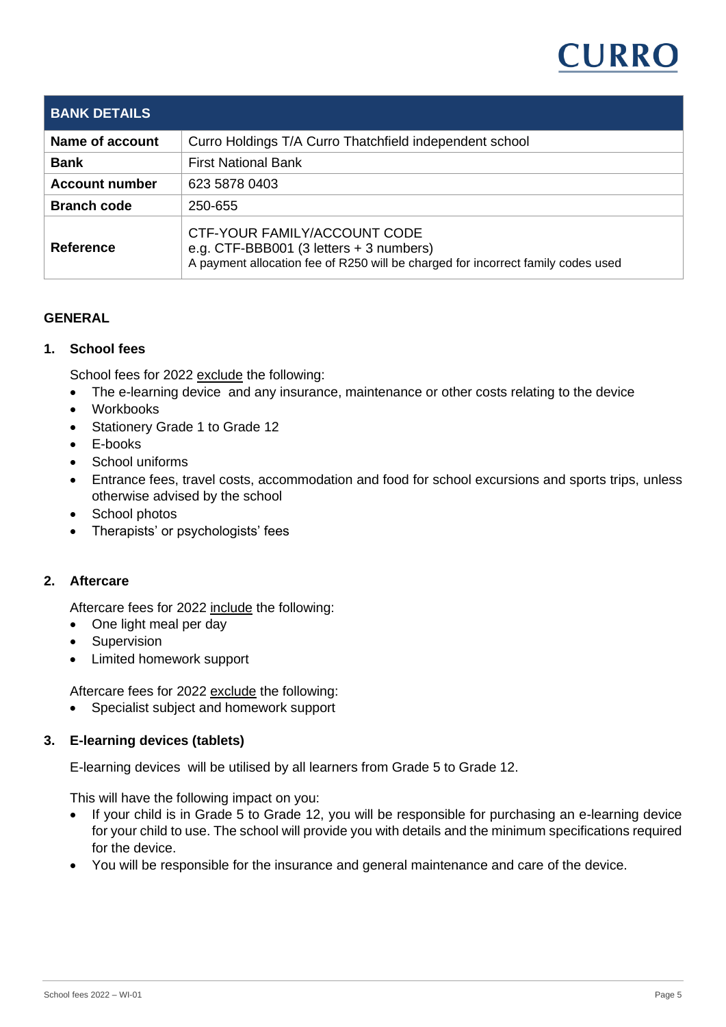| BANK DETAILS | |
|---|---|
| **Name of account** | Curro Holdings T/A Curro Thatchfield independent school |
| **Bank** | First National Bank |
| **Account number** | 623 5878 0403 |
| **Branch code** | 250-655 |
| **Reference** | CTF-YOUR FAMILY/ACCOUNT CODE<br>e.g. CTF-BBB001 (3 letters + 3 numbers)<br>A payment allocation fee of R250 will be charged for incorrect family codes used |

## GENERAL

### 1. School fees

School fees for 2022 <u>exclude</u> the following:

- The e-learning device and any insurance, maintenance or other costs relating to the device
- Workbooks
- Stationery Grade 1 to Grade 12
- E-books
- School uniforms
- Entrance fees, travel costs, accommodation and food for school excursions and sports trips, unless otherwise advised by the school
- School photos
- Therapists' or psychologists' fees

### 2. Aftercare

Aftercare fees for 2022 <u>include</u> the following:

- One light meal per day
- Supervision
- Limited homework support

Aftercare fees for 2022 <u>exclude</u> the following:

- Specialist subject and homework support

### 3. E-learning devices (tablets)

E-learning devices will be utilised by all learners from Grade 5 to Grade 12.

This will have the following impact on you:

- If your child is in Grade 5 to Grade 12, you will be responsible for purchasing an e-learning device for your child to use. The school will provide you with details and the minimum specifications required for the device.
- You will be responsible for the insurance and general maintenance and care of the device.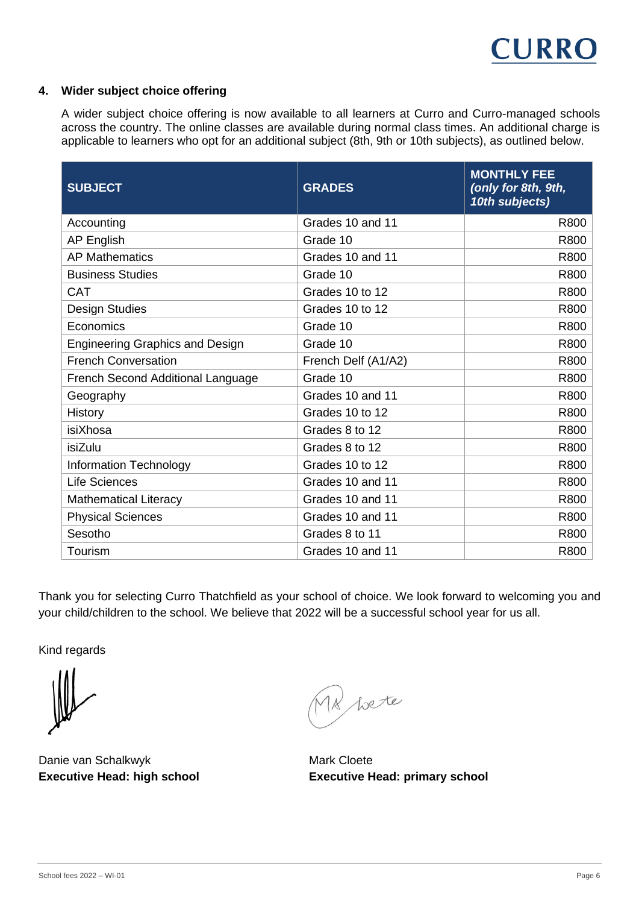## 4. Wider subject choice offering

A wider subject choice offering is now available to all learners at Curro and Curro-managed schools across the country. The online classes are available during normal class times. An additional charge is applicable to learners who opt for an additional subject (8th, 9th or 10th subjects), as outlined below.

| SUBJECT | GRADES | MONTHLY FEE *(only for 8th, 9th, 10th subjects)* |
|---|---|---|
| Accounting | Grades 10 and 11 | R800 |
| AP English | Grade 10 | R800 |
| AP Mathematics | Grades 10 and 11 | R800 |
| Business Studies | Grade 10 | R800 |
| CAT | Grades 10 to 12 | R800 |
| Design Studies | Grades 10 to 12 | R800 |
| Economics | Grade 10 | R800 |
| Engineering Graphics and Design | Grade 10 | R800 |
| French Conversation | French Delf (A1/A2) | R800 |
| French Second Additional Language | Grade 10 | R800 |
| Geography | Grades 10 and 11 | R800 |
| History | Grades 10 to 12 | R800 |
| isiXhosa | Grades 8 to 12 | R800 |
| isiZulu | Grades 8 to 12 | R800 |
| Information Technology | Grades 10 to 12 | R800 |
| Life Sciences | Grades 10 and 11 | R800 |
| Mathematical Literacy | Grades 10 and 11 | R800 |
| Physical Sciences | Grades 10 and 11 | R800 |
| Sesotho | Grades 8 to 11 | R800 |
| Tourism | Grades 10 and 11 | R800 |

Thank you for selecting Curro Thatchfield as your school of choice. We look forward to welcoming you and your child/children to the school. We believe that 2022 will be a successful school year for us all.

Kind regards

Danie van Schalkwyk
**Executive Head: high school**

Mark Cloete
**Executive Head: primary school**